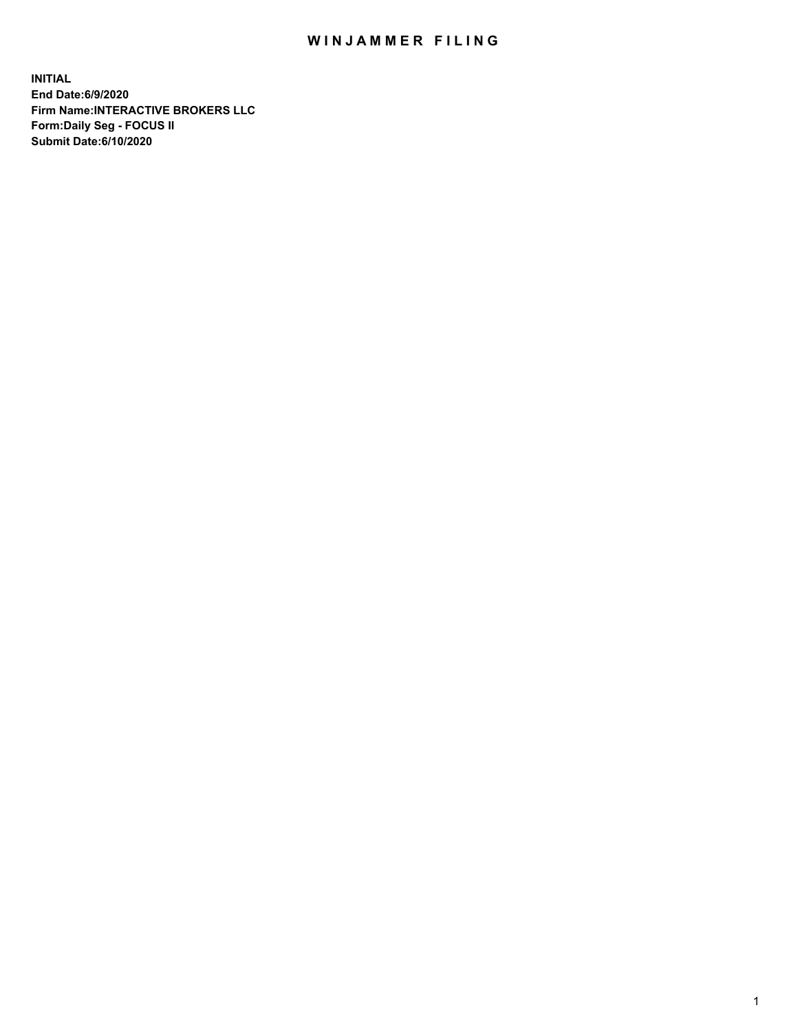# WINJAMMER FILING

**INITIAL**
**End Date:6/9/2020**
**Firm Name:INTERACTIVE BROKERS LLC**
**Form:Daily Seg - FOCUS II**
**Submit Date:6/10/2020**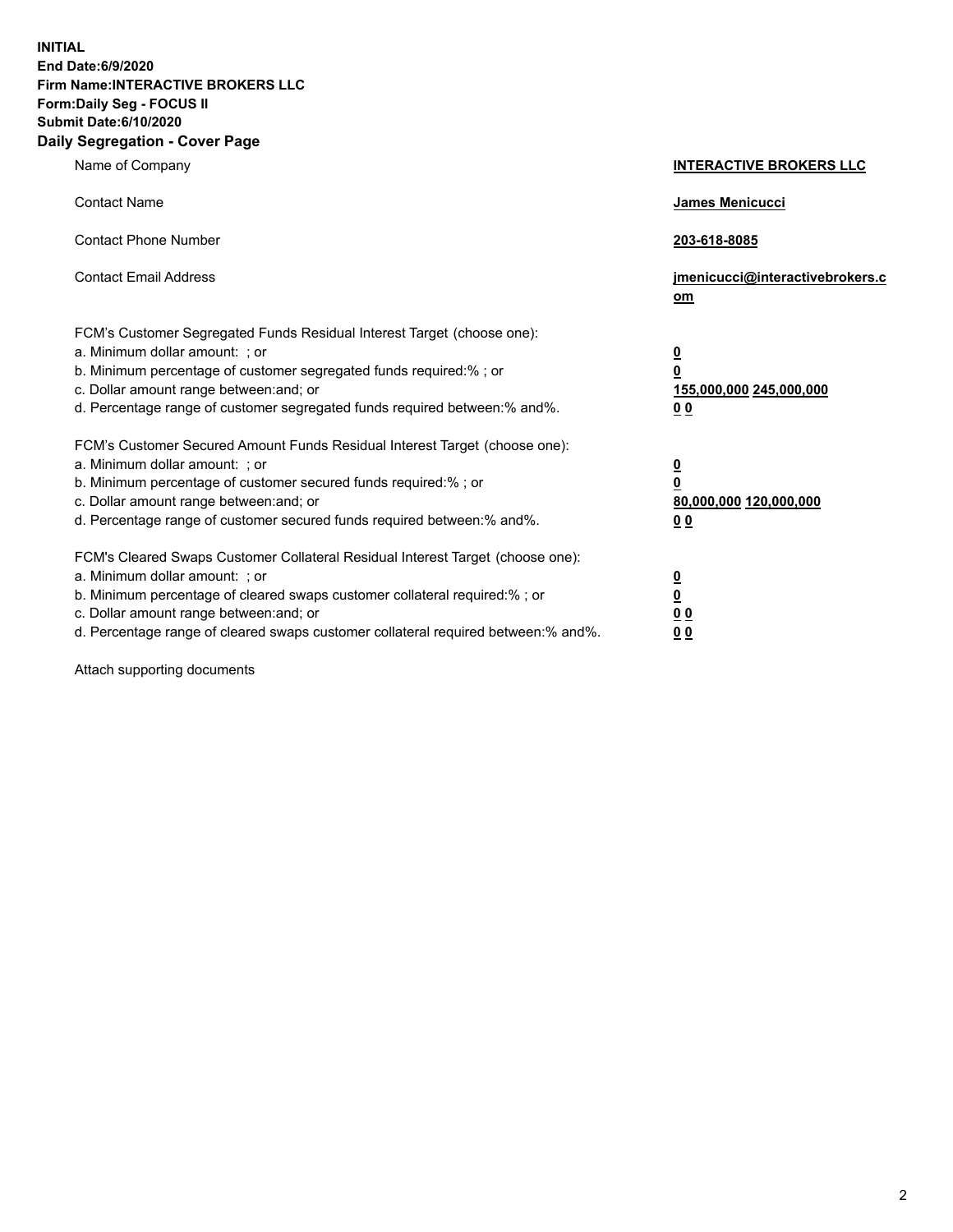**INITIAL**
**End Date:6/9/2020**
**Firm Name:INTERACTIVE BROKERS LLC**
**Form:Daily Seg - FOCUS II**
**Submit Date:6/10/2020**

## Daily Segregation - Cover Page

| | |
|---|---|
| Name of Company | **INTERACTIVE BROKERS LLC** |
| Contact Name | **James Menicucci** |
| Contact Phone Number | **203-618-8085** |
| Contact Email Address | **jmenicucci@interactivebrokers.com** |

FCM's Customer Segregated Funds Residual Interest Target (choose one):

| | |
|---|---|
| a. Minimum dollar amount: ; or | **0** |
| b. Minimum percentage of customer segregated funds required:% ; or | **0** |
| c. Dollar amount range between:and; or | **155,000,000 245,000,000** |
| d. Percentage range of customer segregated funds required between:% and%. | **0 0** |

FCM's Customer Secured Amount Funds Residual Interest Target (choose one):

| | |
|---|---|
| a. Minimum dollar amount: ; or | **0** |
| b. Minimum percentage of customer secured funds required:% ; or | **0** |
| c. Dollar amount range between:and; or | **80,000,000 120,000,000** |
| d. Percentage range of customer secured funds required between:% and%. | **0 0** |

FCM's Cleared Swaps Customer Collateral Residual Interest Target (choose one):

| | |
|---|---|
| a. Minimum dollar amount: ; or | **0** |
| b. Minimum percentage of cleared swaps customer collateral required:% ; or | **0** |
| c. Dollar amount range between:and; or | **0 0** |
| d. Percentage range of cleared swaps customer collateral required between:% and%. | **0 0** |

Attach supporting documents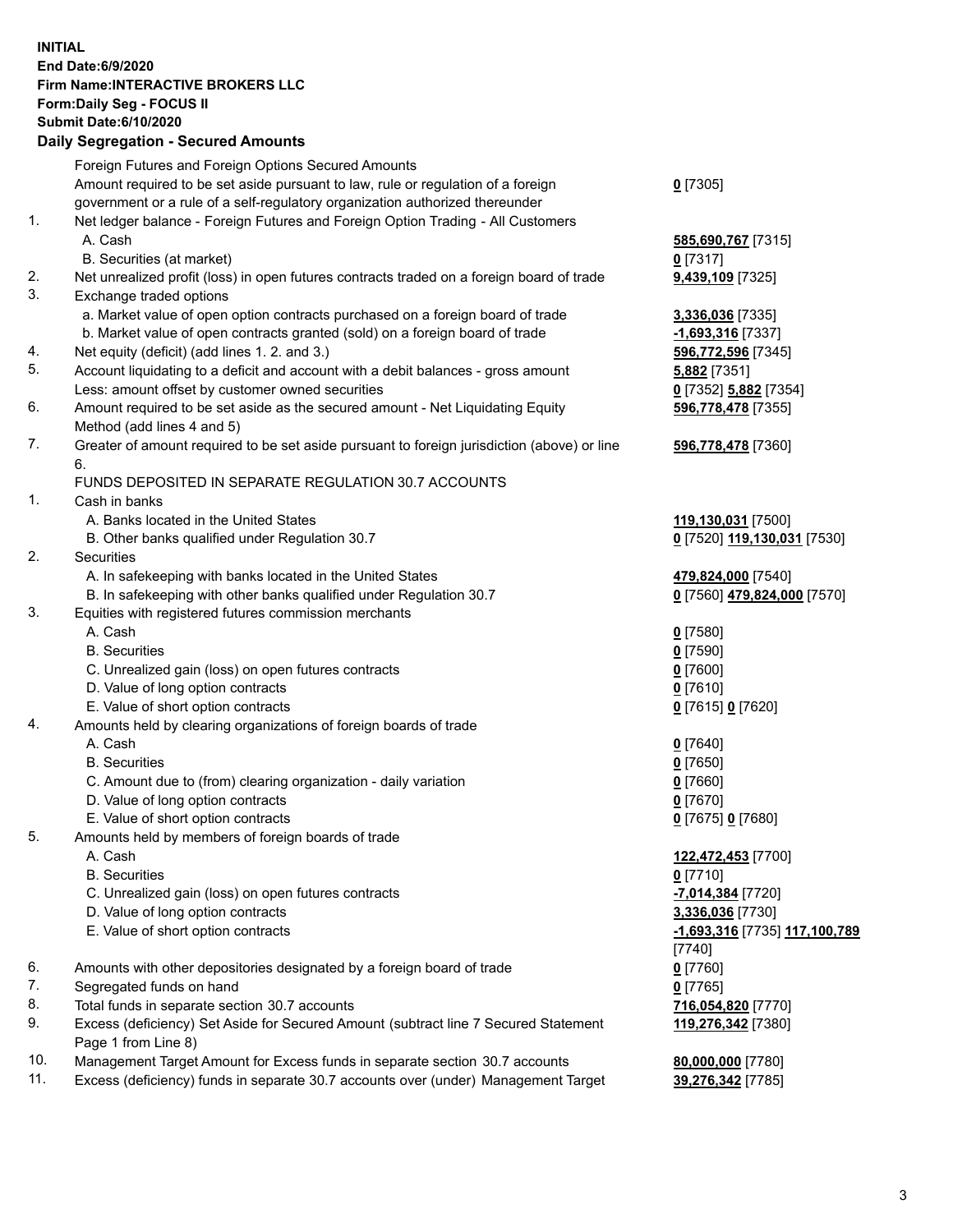**INITIAL**
**End Date:6/9/2020**
**Firm Name:INTERACTIVE BROKERS LLC**
**Form:Daily Seg - FOCUS II**
**Submit Date:6/10/2020**

## Daily Segregation - Secured Amounts

| | | |
|---|---|---|
| | Foreign Futures and Foreign Options Secured Amounts | |
| | Amount required to be set aside pursuant to law, rule or regulation of a foreign government or a rule of a self-regulatory organization authorized thereunder | **0** [7305] |
| 1. | Net ledger balance - Foreign Futures and Foreign Option Trading - All Customers | |
| | A. Cash | **585,690,767** [7315] |
| | B. Securities (at market) | **0** [7317] |
| 2. | Net unrealized profit (loss) in open futures contracts traded on a foreign board of trade | **9,439,109** [7325] |
| 3. | Exchange traded options | |
| | a. Market value of open option contracts purchased on a foreign board of trade | **3,336,036** [7335] |
| | b. Market value of open contracts granted (sold) on a foreign board of trade | **-1,693,316** [7337] |
| 4. | Net equity (deficit) (add lines 1. 2. and 3.) | **596,772,596** [7345] |
| 5. | Account liquidating to a deficit and account with a debit balances - gross amount | **5,882** [7351] |
| | Less: amount offset by customer owned securities | **0** [7352] **5,882** [7354] |
| 6. | Amount required to be set aside as the secured amount - Net Liquidating Equity Method (add lines 4 and 5) | **596,778,478** [7355] |
| 7. | Greater of amount required to be set aside pursuant to foreign jurisdiction (above) or line 6. | **596,778,478** [7360] |
| | FUNDS DEPOSITED IN SEPARATE REGULATION 30.7 ACCOUNTS | |
| 1. | Cash in banks | |
| | A. Banks located in the United States | **119,130,031** [7500] |
| | B. Other banks qualified under Regulation 30.7 | **0** [7520] **119,130,031** [7530] |
| 2. | Securities | |
| | A. In safekeeping with banks located in the United States | **479,824,000** [7540] |
| | B. In safekeeping with other banks qualified under Regulation 30.7 | **0** [7560] **479,824,000** [7570] |
| 3. | Equities with registered futures commission merchants | |
| | A. Cash | **0** [7580] |
| | B. Securities | **0** [7590] |
| | C. Unrealized gain (loss) on open futures contracts | **0** [7600] |
| | D. Value of long option contracts | **0** [7610] |
| | E. Value of short option contracts | **0** [7615] **0** [7620] |
| 4. | Amounts held by clearing organizations of foreign boards of trade | |
| | A. Cash | **0** [7640] |
| | B. Securities | **0** [7650] |
| | C. Amount due to (from) clearing organization - daily variation | **0** [7660] |
| | D. Value of long option contracts | **0** [7670] |
| | E. Value of short option contracts | **0** [7675] **0** [7680] |
| 5. | Amounts held by members of foreign boards of trade | |
| | A. Cash | **122,472,453** [7700] |
| | B. Securities | **0** [7710] |
| | C. Unrealized gain (loss) on open futures contracts | **-7,014,384** [7720] |
| | D. Value of long option contracts | **3,336,036** [7730] |
| | E. Value of short option contracts | **-1,693,316** [7735] **117,100,789** [7740] |
| 6. | Amounts with other depositories designated by a foreign board of trade | **0** [7760] |
| 7. | Segregated funds on hand | **0** [7765] |
| 8. | Total funds in separate section 30.7 accounts | **716,054,820** [7770] |
| 9. | Excess (deficiency) Set Aside for Secured Amount (subtract line 7 Secured Statement Page 1 from Line 8) | **119,276,342** [7380] |
| 10. | Management Target Amount for Excess funds in separate section 30.7 accounts | **80,000,000** [7780] |
| 11. | Excess (deficiency) funds in separate 30.7 accounts over (under) Management Target | **39,276,342** [7785] |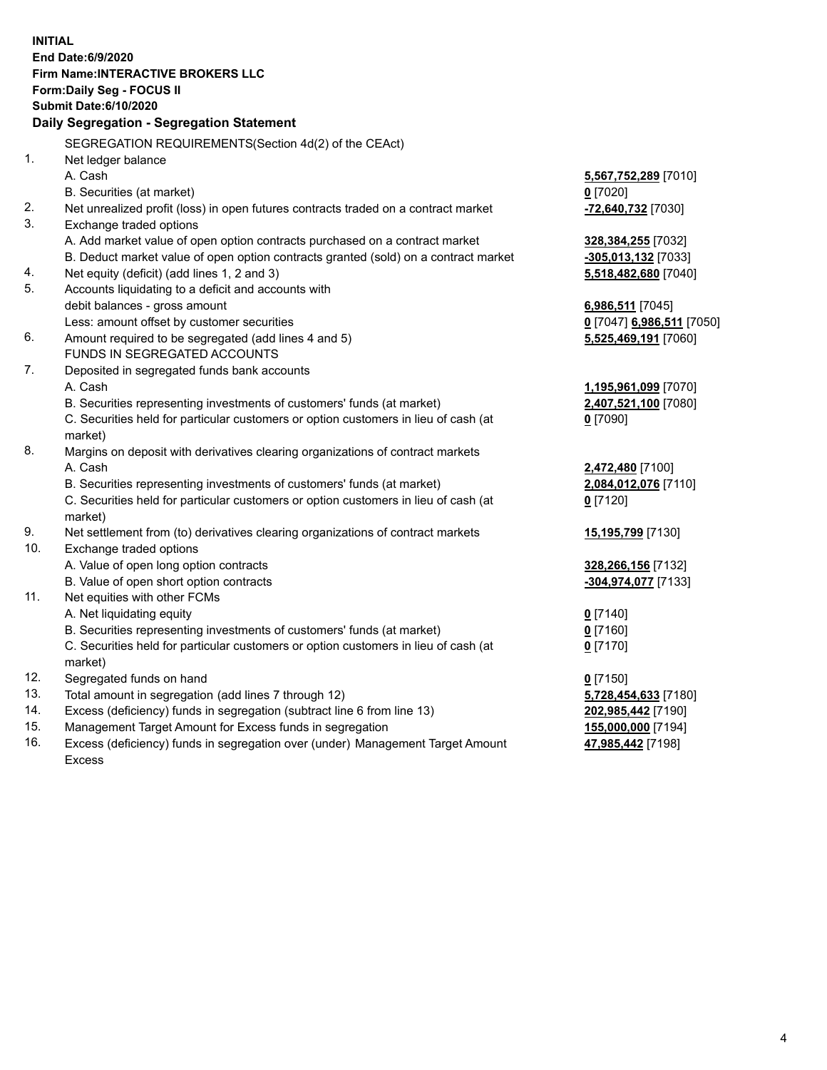**INITIAL**
**End Date:6/9/2020**
**Firm Name:INTERACTIVE BROKERS LLC**
**Form:Daily Seg - FOCUS II**
**Submit Date:6/10/2020**

## Daily Segregation - Segregation Statement

SEGREGATION REQUIREMENTS(Section 4d(2) of the CEAct)

| | | |
|---|---|---|
| 1. | Net ledger balance | |
| | A. Cash | **5,567,752,289** [7010] |
| | B. Securities (at market) | **0** [7020] |
| 2. | Net unrealized profit (loss) in open futures contracts traded on a contract market | **-72,640,732** [7030] |
| 3. | Exchange traded options | |
| | A. Add market value of open option contracts purchased on a contract market | **328,384,255** [7032] |
| | B. Deduct market value of open option contracts granted (sold) on a contract market | **-305,013,132** [7033] |
| 4. | Net equity (deficit) (add lines 1, 2 and 3) | **5,518,482,680** [7040] |
| 5. | Accounts liquidating to a deficit and accounts with debit balances - gross amount | **6,986,511** [7045] |
| | Less: amount offset by customer securities | **0** [7047] **6,986,511** [7050] |
| 6. | Amount required to be segregated (add lines 4 and 5) | **5,525,469,191** [7060] |
| | FUNDS IN SEGREGATED ACCOUNTS | |
| 7. | Deposited in segregated funds bank accounts | |
| | A. Cash | **1,195,961,099** [7070] |
| | B. Securities representing investments of customers' funds (at market) | **2,407,521,100** [7080] |
| | C. Securities held for particular customers or option customers in lieu of cash (at market) | **0** [7090] |
| 8. | Margins on deposit with derivatives clearing organizations of contract markets | |
| | A. Cash | **2,472,480** [7100] |
| | B. Securities representing investments of customers' funds (at market) | **2,084,012,076** [7110] |
| | C. Securities held for particular customers or option customers in lieu of cash (at market) | **0** [7120] |
| 9. | Net settlement from (to) derivatives clearing organizations of contract markets | **15,195,799** [7130] |
| 10. | Exchange traded options | |
| | A. Value of open long option contracts | **328,266,156** [7132] |
| | B. Value of open short option contracts | **-304,974,077** [7133] |
| 11. | Net equities with other FCMs | |
| | A. Net liquidating equity | **0** [7140] |
| | B. Securities representing investments of customers' funds (at market) | **0** [7160] |
| | C. Securities held for particular customers or option customers in lieu of cash (at market) | **0** [7170] |
| 12. | Segregated funds on hand | **0** [7150] |
| 13. | Total amount in segregation (add lines 7 through 12) | **5,728,454,633** [7180] |
| 14. | Excess (deficiency) funds in segregation (subtract line 6 from line 13) | **202,985,442** [7190] |
| 15. | Management Target Amount for Excess funds in segregation | **155,000,000** [7194] |
| 16. | Excess (deficiency) funds in segregation over (under) Management Target Amount Excess | **47,985,442** [7198] |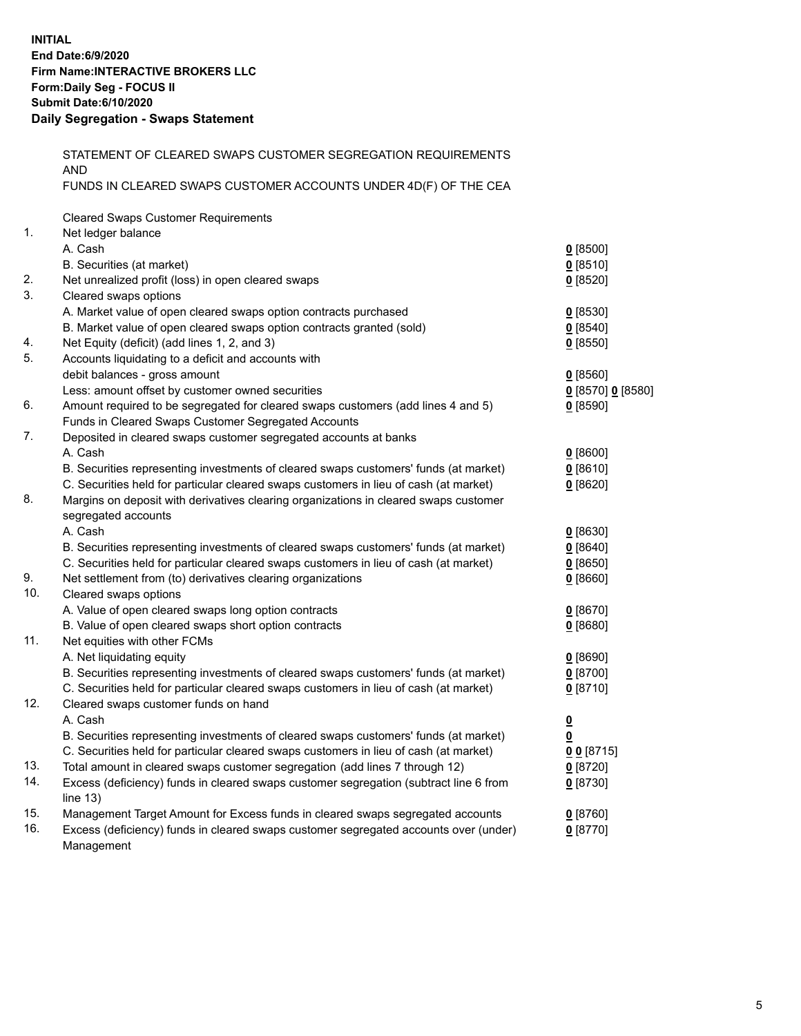**INITIAL**
**End Date:6/9/2020**
**Firm Name:INTERACTIVE BROKERS LLC**
**Form:Daily Seg - FOCUS II**
**Submit Date:6/10/2020**
**Daily Segregation - Swaps Statement**

STATEMENT OF CLEARED SWAPS CUSTOMER SEGREGATION REQUIREMENTS AND FUNDS IN CLEARED SWAPS CUSTOMER ACCOUNTS UNDER 4D(F) OF THE CEA

| | | |
|---|---|---|
| | Cleared Swaps Customer Requirements | |
| 1. | Net ledger balance | |
| | A. Cash | 0 [8500] |
| | B. Securities (at market) | 0 [8510] |
| 2. | Net unrealized profit (loss) in open cleared swaps | 0 [8520] |
| 3. | Cleared swaps options | |
| | A. Market value of open cleared swaps option contracts purchased | 0 [8530] |
| | B. Market value of open cleared swaps option contracts granted (sold) | 0 [8540] |
| 4. | Net Equity (deficit) (add lines 1, 2, and 3) | 0 [8550] |
| 5. | Accounts liquidating to a deficit and accounts with | |
| | debit balances - gross amount | 0 [8560] |
| | Less: amount offset by customer owned securities | 0 [8570] 0 [8580] |
| 6. | Amount required to be segregated for cleared swaps customers (add lines 4 and 5) | 0 [8590] |
| | Funds in Cleared Swaps Customer Segregated Accounts | |
| 7. | Deposited in cleared swaps customer segregated accounts at banks | |
| | A. Cash | 0 [8600] |
| | B. Securities representing investments of cleared swaps customers' funds (at market) | 0 [8610] |
| | C. Securities held for particular cleared swaps customers in lieu of cash (at market) | 0 [8620] |
| 8. | Margins on deposit with derivatives clearing organizations in cleared swaps customer segregated accounts | |
| | A. Cash | 0 [8630] |
| | B. Securities representing investments of cleared swaps customers' funds (at market) | 0 [8640] |
| | C. Securities held for particular cleared swaps customers in lieu of cash (at market) | 0 [8650] |
| 9. | Net settlement from (to) derivatives clearing organizations | 0 [8660] |
| 10. | Cleared swaps options | |
| | A. Value of open cleared swaps long option contracts | 0 [8670] |
| | B. Value of open cleared swaps short option contracts | 0 [8680] |
| 11. | Net equities with other FCMs | |
| | A. Net liquidating equity | 0 [8690] |
| | B. Securities representing investments of cleared swaps customers' funds (at market) | 0 [8700] |
| | C. Securities held for particular cleared swaps customers in lieu of cash (at market) | 0 [8710] |
| 12. | Cleared swaps customer funds on hand | |
| | A. Cash | 0 |
| | B. Securities representing investments of cleared swaps customers' funds (at market) | 0 |
| | C. Securities held for particular cleared swaps customers in lieu of cash (at market) | 0 0 [8715] |
| 13. | Total amount in cleared swaps customer segregation (add lines 7 through 12) | 0 [8720] |
| 14. | Excess (deficiency) funds in cleared swaps customer segregation (subtract line 6 from line 13) | 0 [8730] |
| 15. | Management Target Amount for Excess funds in cleared swaps segregated accounts | 0 [8760] |
| 16. | Excess (deficiency) funds in cleared swaps customer segregated accounts over (under) Management | 0 [8770] |